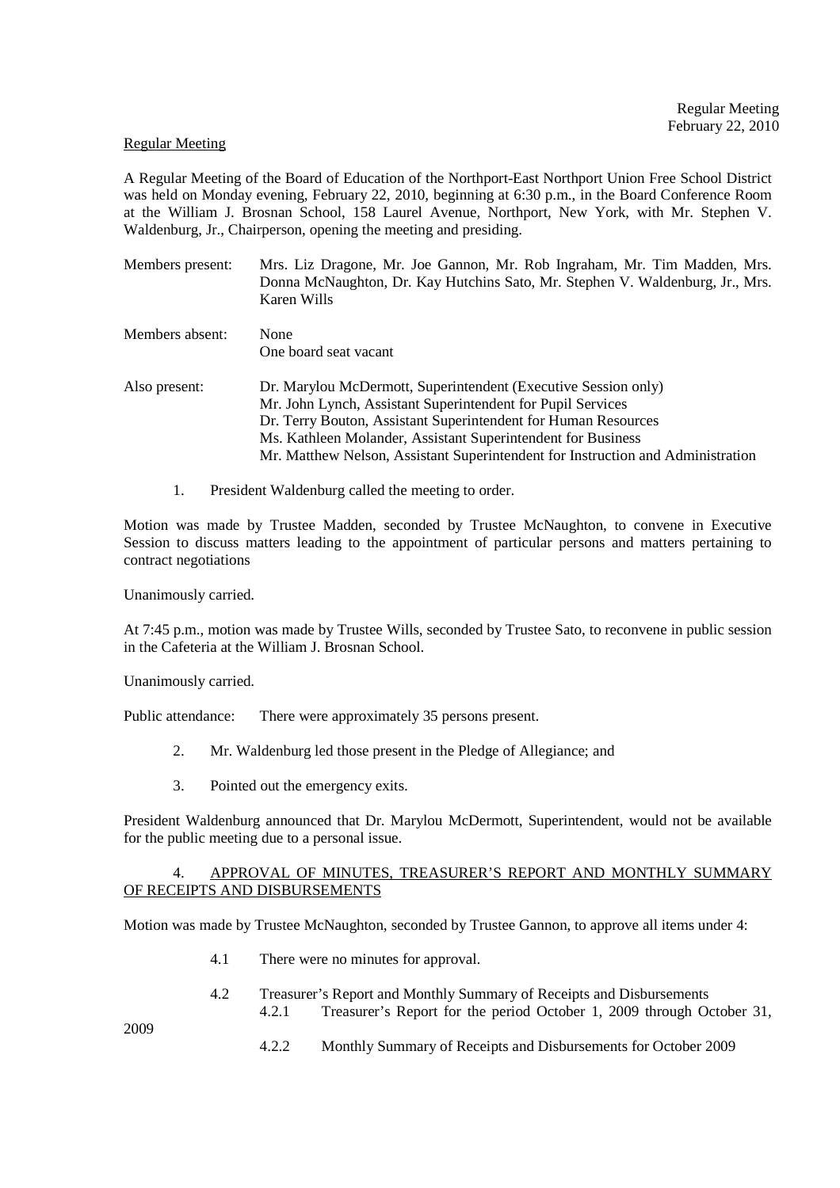Regular Meeting

A Regular Meeting of the Board of Education of the Northport-East Northport Union Free School District was held on Monday evening, February 22, 2010, beginning at 6:30 p.m., in the Board Conference Room at the William J. Brosnan School, 158 Laurel Avenue, Northport, New York, with Mr. Stephen V. Waldenburg, Jr., Chairperson, opening the meeting and presiding.

Members present: Mrs. Liz Dragone, Mr. Joe Gannon, Mr. Rob Ingraham, Mr. Tim Madden, Mrs. Donna McNaughton, Dr. Kay Hutchins Sato, Mr. Stephen V. Waldenburg, Jr., Mrs. Karen Wills

Members absent: None
One board seat vacant

Also present: Dr. Marylou McDermott, Superintendent (Executive Session only)
Mr. John Lynch, Assistant Superintendent for Pupil Services
Dr. Terry Bouton, Assistant Superintendent for Human Resources
Ms. Kathleen Molander, Assistant Superintendent for Business
Mr. Matthew Nelson, Assistant Superintendent for Instruction and Administration

1. President Waldenburg called the meeting to order.

Motion was made by Trustee Madden, seconded by Trustee McNaughton, to convene in Executive Session to discuss matters leading to the appointment of particular persons and matters pertaining to contract negotiations

Unanimously carried.

At 7:45 p.m., motion was made by Trustee Wills, seconded by Trustee Sato, to reconvene in public session in the Cafeteria at the William J. Brosnan School.

Unanimously carried.

Public attendance: There were approximately 35 persons present.

2. Mr. Waldenburg led those present in the Pledge of Allegiance; and

3. Pointed out the emergency exits.

President Waldenburg announced that Dr. Marylou McDermott, Superintendent, would not be available for the public meeting due to a personal issue.

4. APPROVAL OF MINUTES, TREASURER'S REPORT AND MONTHLY SUMMARY OF RECEIPTS AND DISBURSEMENTS

Motion was made by Trustee McNaughton, seconded by Trustee Gannon, to approve all items under 4:

4.1 There were no minutes for approval.

4.2 Treasurer's Report and Monthly Summary of Receipts and Disbursements
 4.2.1 Treasurer's Report for the period October 1, 2009 through October 31, 2009
 4.2.2 Monthly Summary of Receipts and Disbursements for October 2009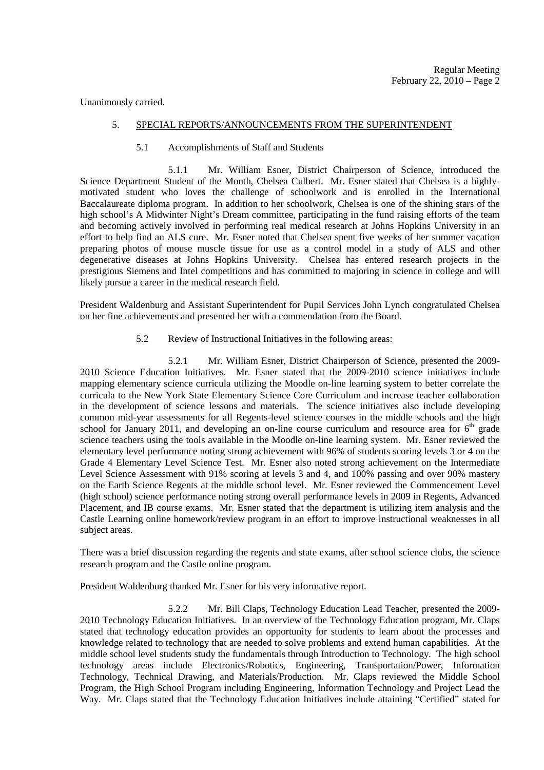Unanimously carried.

5. SPECIAL REPORTS/ANNOUNCEMENTS FROM THE SUPERINTENDENT

5.1 Accomplishments of Staff and Students

5.1.1 Mr. William Esner, District Chairperson of Science, introduced the Science Department Student of the Month, Chelsea Culbert. Mr. Esner stated that Chelsea is a highly-motivated student who loves the challenge of schoolwork and is enrolled in the International Baccalaureate diploma program. In addition to her schoolwork, Chelsea is one of the shining stars of the high school's A Midwinter Night's Dream committee, participating in the fund raising efforts of the team and becoming actively involved in performing real medical research at Johns Hopkins University in an effort to help find an ALS cure. Mr. Esner noted that Chelsea spent five weeks of her summer vacation preparing photos of mouse muscle tissue for use as a control model in a study of ALS and other degenerative diseases at Johns Hopkins University. Chelsea has entered research projects in the prestigious Siemens and Intel competitions and has committed to majoring in science in college and will likely pursue a career in the medical research field.

President Waldenburg and Assistant Superintendent for Pupil Services John Lynch congratulated Chelsea on her fine achievements and presented her with a commendation from the Board.

5.2 Review of Instructional Initiatives in the following areas:

5.2.1 Mr. William Esner, District Chairperson of Science, presented the 2009-2010 Science Education Initiatives. Mr. Esner stated that the 2009-2010 science initiatives include mapping elementary science curricula utilizing the Moodle on-line learning system to better correlate the curricula to the New York State Elementary Science Core Curriculum and increase teacher collaboration in the development of science lessons and materials. The science initiatives also include developing common mid-year assessments for all Regents-level science courses in the middle schools and the high school for January 2011, and developing an on-line course curriculum and resource area for 6th grade science teachers using the tools available in the Moodle on-line learning system. Mr. Esner reviewed the elementary level performance noting strong achievement with 96% of students scoring levels 3 or 4 on the Grade 4 Elementary Level Science Test. Mr. Esner also noted strong achievement on the Intermediate Level Science Assessment with 91% scoring at levels 3 and 4, and 100% passing and over 90% mastery on the Earth Science Regents at the middle school level. Mr. Esner reviewed the Commencement Level (high school) science performance noting strong overall performance levels in 2009 in Regents, Advanced Placement, and IB course exams. Mr. Esner stated that the department is utilizing item analysis and the Castle Learning online homework/review program in an effort to improve instructional weaknesses in all subject areas.

There was a brief discussion regarding the regents and state exams, after school science clubs, the science research program and the Castle online program.

President Waldenburg thanked Mr. Esner for his very informative report.

5.2.2 Mr. Bill Claps, Technology Education Lead Teacher, presented the 2009-2010 Technology Education Initiatives. In an overview of the Technology Education program, Mr. Claps stated that technology education provides an opportunity for students to learn about the processes and knowledge related to technology that are needed to solve problems and extend human capabilities. At the middle school level students study the fundamentals through Introduction to Technology. The high school technology areas include Electronics/Robotics, Engineering, Transportation/Power, Information Technology, Technical Drawing, and Materials/Production. Mr. Claps reviewed the Middle School Program, the High School Program including Engineering, Information Technology and Project Lead the Way. Mr. Claps stated that the Technology Education Initiatives include attaining "Certified" stated for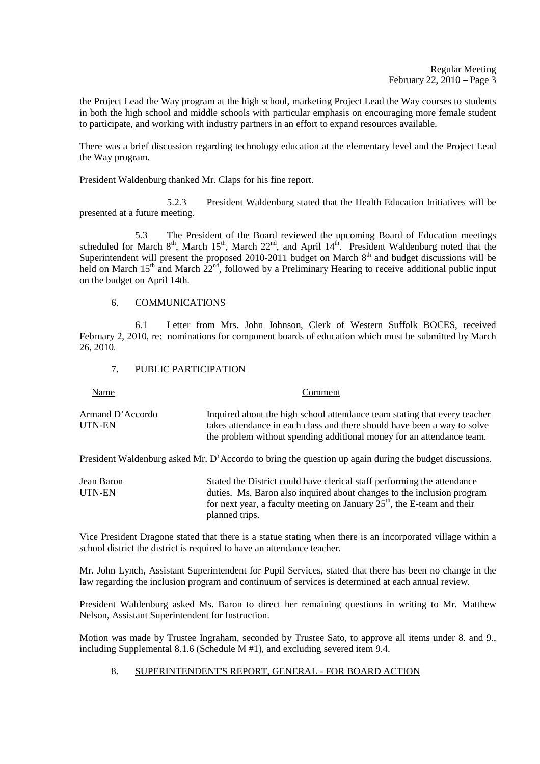the Project Lead the Way program at the high school, marketing Project Lead the Way courses to students in both the high school and middle schools with particular emphasis on encouraging more female student to participate, and working with industry partners in an effort to expand resources available.

There was a brief discussion regarding technology education at the elementary level and the Project Lead the Way program.

President Waldenburg thanked Mr. Claps for his fine report.

5.2.3 President Waldenburg stated that the Health Education Initiatives will be presented at a future meeting.

5.3 The President of the Board reviewed the upcoming Board of Education meetings scheduled for March 8th, March 15th, March 22nd, and April 14th. President Waldenburg noted that the Superintendent will present the proposed 2010-2011 budget on March 8th and budget discussions will be held on March 15th and March 22nd, followed by a Preliminary Hearing to receive additional public input on the budget on April 14th.

6. COMMUNICATIONS

6.1 Letter from Mrs. John Johnson, Clerk of Western Suffolk BOCES, received February 2, 2010, re: nominations for component boards of education which must be submitted by March 26, 2010.

7. PUBLIC PARTICIPATION

| Name | Comment |
|---|---|
| Armand D'Accordo UTN-EN | Inquired about the high school attendance team stating that every teacher takes attendance in each class and there should have been a way to solve the problem without spending additional money for an attendance team. |

President Waldenburg asked Mr. D'Accordo to bring the question up again during the budget discussions.

| Name | Comment |
|---|---|
| Jean Baron UTN-EN | Stated the District could have clerical staff performing the attendance duties. Ms. Baron also inquired about changes to the inclusion program for next year, a faculty meeting on January 25th, the E-team and their planned trips. |

Vice President Dragone stated that there is a statue stating when there is an incorporated village within a school district the district is required to have an attendance teacher.

Mr. John Lynch, Assistant Superintendent for Pupil Services, stated that there has been no change in the law regarding the inclusion program and continuum of services is determined at each annual review.

President Waldenburg asked Ms. Baron to direct her remaining questions in writing to Mr. Matthew Nelson, Assistant Superintendent for Instruction.

Motion was made by Trustee Ingraham, seconded by Trustee Sato, to approve all items under 8. and 9., including Supplemental 8.1.6 (Schedule M #1), and excluding severed item 9.4.

8. SUPERINTENDENT'S REPORT, GENERAL - FOR BOARD ACTION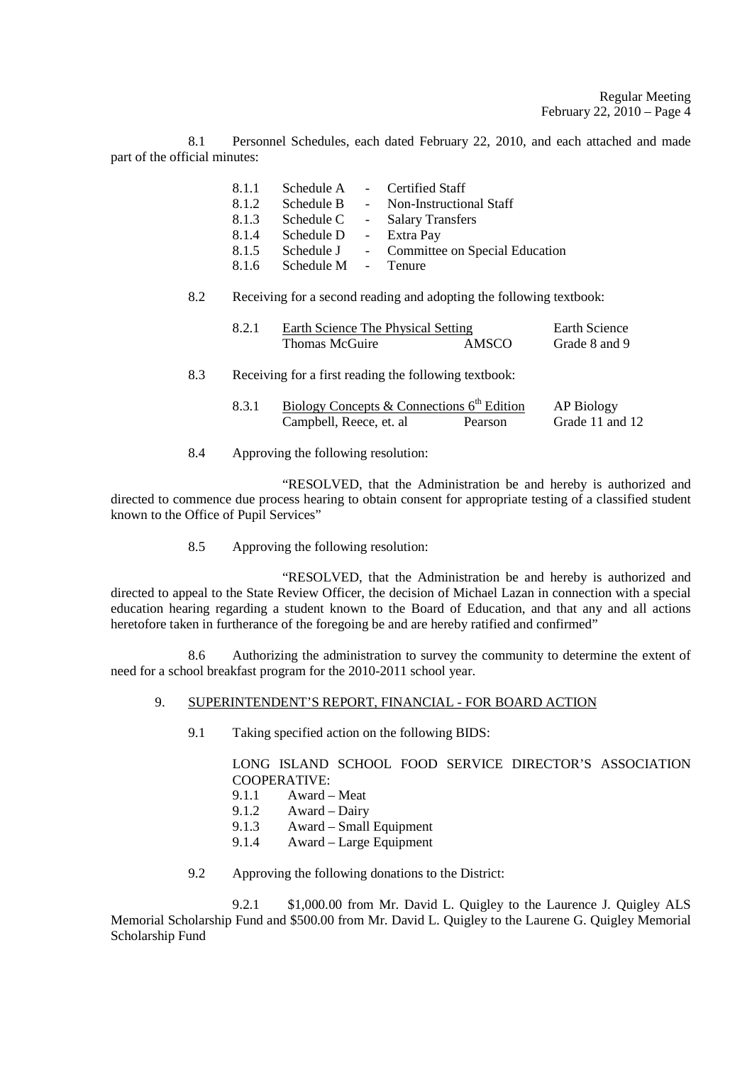8.1 Personnel Schedules, each dated February 22, 2010, and each attached and made part of the official minutes:

- 8.1.1 Schedule A - Certified Staff
- 8.1.2 Schedule B - Non-Instructional Staff
- 8.1.3 Schedule C - Salary Transfers
- 8.1.4 Schedule D - Extra Pay
- 8.1.5 Schedule J - Committee on Special Education
- 8.1.6 Schedule M - Tenure

8.2 Receiving for a second reading and adopting the following textbook:

| | | | |
|---|---|---|---|
| 8.2.1 | Earth Science The Physical Setting | | Earth Science |
| | Thomas McGuire | AMSCO | Grade 8 and 9 |

8.3 Receiving for a first reading the following textbook:

| | | | |
|---|---|---|---|
| 8.3.1 | Biology Concepts & Connections 6th Edition | | AP Biology |
| | Campbell, Reece, et. al | Pearson | Grade 11 and 12 |

8.4 Approving the following resolution:

"RESOLVED, that the Administration be and hereby is authorized and directed to commence due process hearing to obtain consent for appropriate testing of a classified student known to the Office of Pupil Services"

8.5 Approving the following resolution:

"RESOLVED, that the Administration be and hereby is authorized and directed to appeal to the State Review Officer, the decision of Michael Lazan in connection with a special education hearing regarding a student known to the Board of Education, and that any and all actions heretofore taken in furtherance of the foregoing be and are hereby ratified and confirmed"

8.6 Authorizing the administration to survey the community to determine the extent of need for a school breakfast program for the 2010-2011 school year.

9. SUPERINTENDENT'S REPORT, FINANCIAL - FOR BOARD ACTION

9.1 Taking specified action on the following BIDS:

LONG ISLAND SCHOOL FOOD SERVICE DIRECTOR'S ASSOCIATION COOPERATIVE:

- 9.1.1 Award – Meat
- 9.1.2 Award – Dairy
- 9.1.3 Award – Small Equipment
- 9.1.4 Award – Large Equipment

9.2 Approving the following donations to the District:

9.2.1 $1,000.00 from Mr. David L. Quigley to the Laurence J. Quigley ALS Memorial Scholarship Fund and $500.00 from Mr. David L. Quigley to the Laurene G. Quigley Memorial Scholarship Fund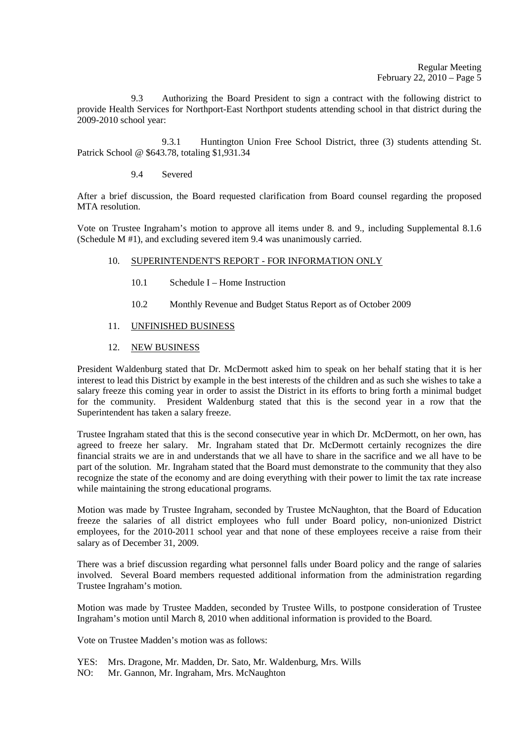9.3 Authorizing the Board President to sign a contract with the following district to provide Health Services for Northport-East Northport students attending school in that district during the 2009-2010 school year:

9.3.1 Huntington Union Free School District, three (3) students attending St. Patrick School @ $643.78, totaling $1,931.34

9.4 Severed

After a brief discussion, the Board requested clarification from Board counsel regarding the proposed MTA resolution.

Vote on Trustee Ingraham's motion to approve all items under 8. and 9., including Supplemental 8.1.6 (Schedule M #1), and excluding severed item 9.4 was unanimously carried.

10. SUPERINTENDENT'S REPORT - FOR INFORMATION ONLY

10.1 Schedule I – Home Instruction

10.2 Monthly Revenue and Budget Status Report as of October 2009

11. UNFINISHED BUSINESS

12. NEW BUSINESS

President Waldenburg stated that Dr. McDermott asked him to speak on her behalf stating that it is her interest to lead this District by example in the best interests of the children and as such she wishes to take a salary freeze this coming year in order to assist the District in its efforts to bring forth a minimal budget for the community. President Waldenburg stated that this is the second year in a row that the Superintendent has taken a salary freeze.

Trustee Ingraham stated that this is the second consecutive year in which Dr. McDermott, on her own, has agreed to freeze her salary. Mr. Ingraham stated that Dr. McDermott certainly recognizes the dire financial straits we are in and understands that we all have to share in the sacrifice and we all have to be part of the solution. Mr. Ingraham stated that the Board must demonstrate to the community that they also recognize the state of the economy and are doing everything with their power to limit the tax rate increase while maintaining the strong educational programs.

Motion was made by Trustee Ingraham, seconded by Trustee McNaughton, that the Board of Education freeze the salaries of all district employees who full under Board policy, non-unionized District employees, for the 2010-2011 school year and that none of these employees receive a raise from their salary as of December 31, 2009.

There was a brief discussion regarding what personnel falls under Board policy and the range of salaries involved. Several Board members requested additional information from the administration regarding Trustee Ingraham's motion.

Motion was made by Trustee Madden, seconded by Trustee Wills, to postpone consideration of Trustee Ingraham's motion until March 8, 2010 when additional information is provided to the Board.

Vote on Trustee Madden's motion was as follows:

YES: Mrs. Dragone, Mr. Madden, Dr. Sato, Mr. Waldenburg, Mrs. Wills
NO: Mr. Gannon, Mr. Ingraham, Mrs. McNaughton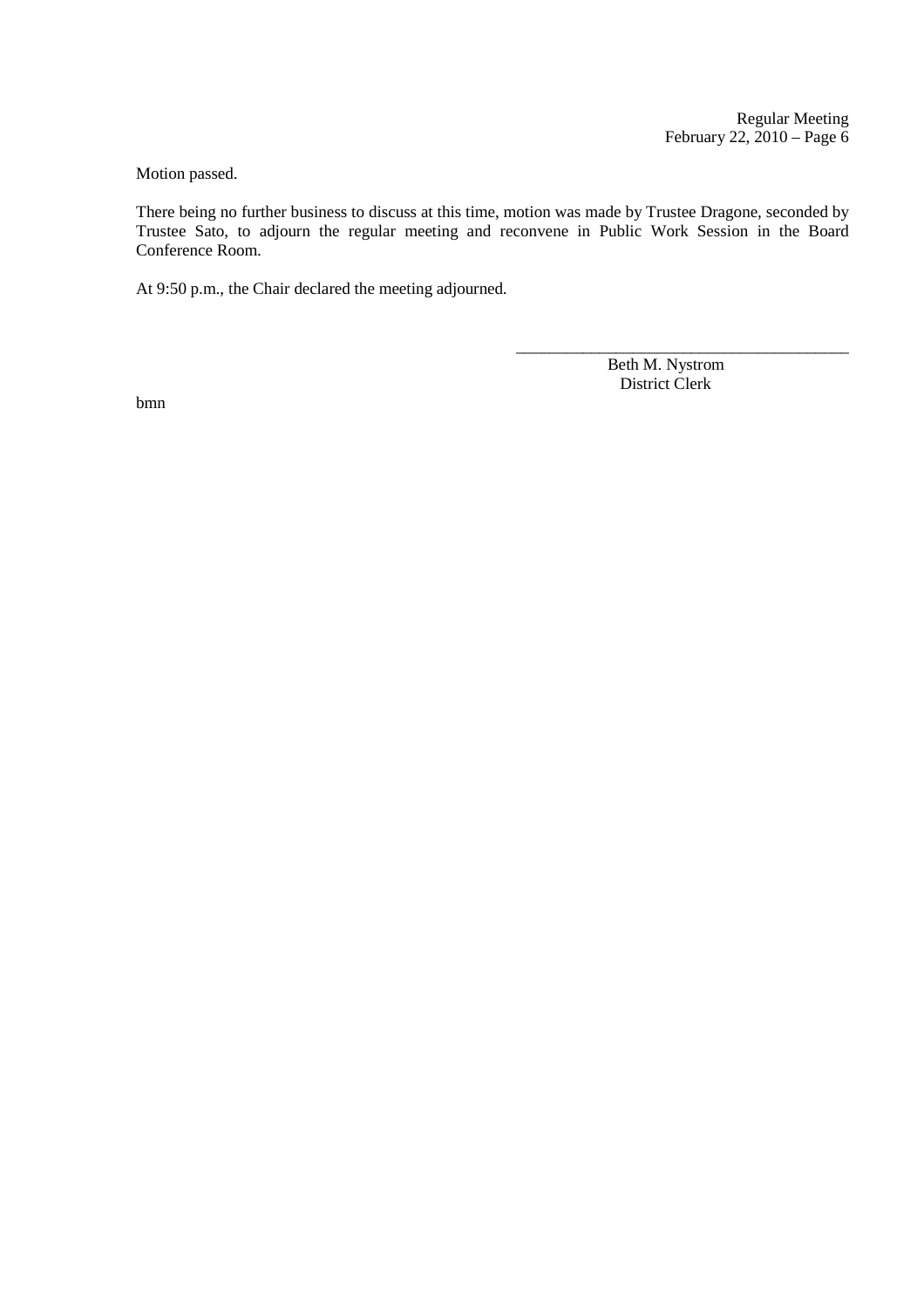Motion passed.

There being no further business to discuss at this time, motion was made by Trustee Dragone, seconded by Trustee Sato, to adjourn the regular meeting and reconvene in Public Work Session in the Board Conference Room.

At 9:50 p.m., the Chair declared the meeting adjourned.

\_\_\_\_\_\_\_\_\_\_\_\_\_\_\_\_\_\_\_\_\_\_\_\_\_\_\_\_\_\_\_\_\_\_\_\_\_\_\_\_

Beth M. Nystrom
District Clerk

bmn